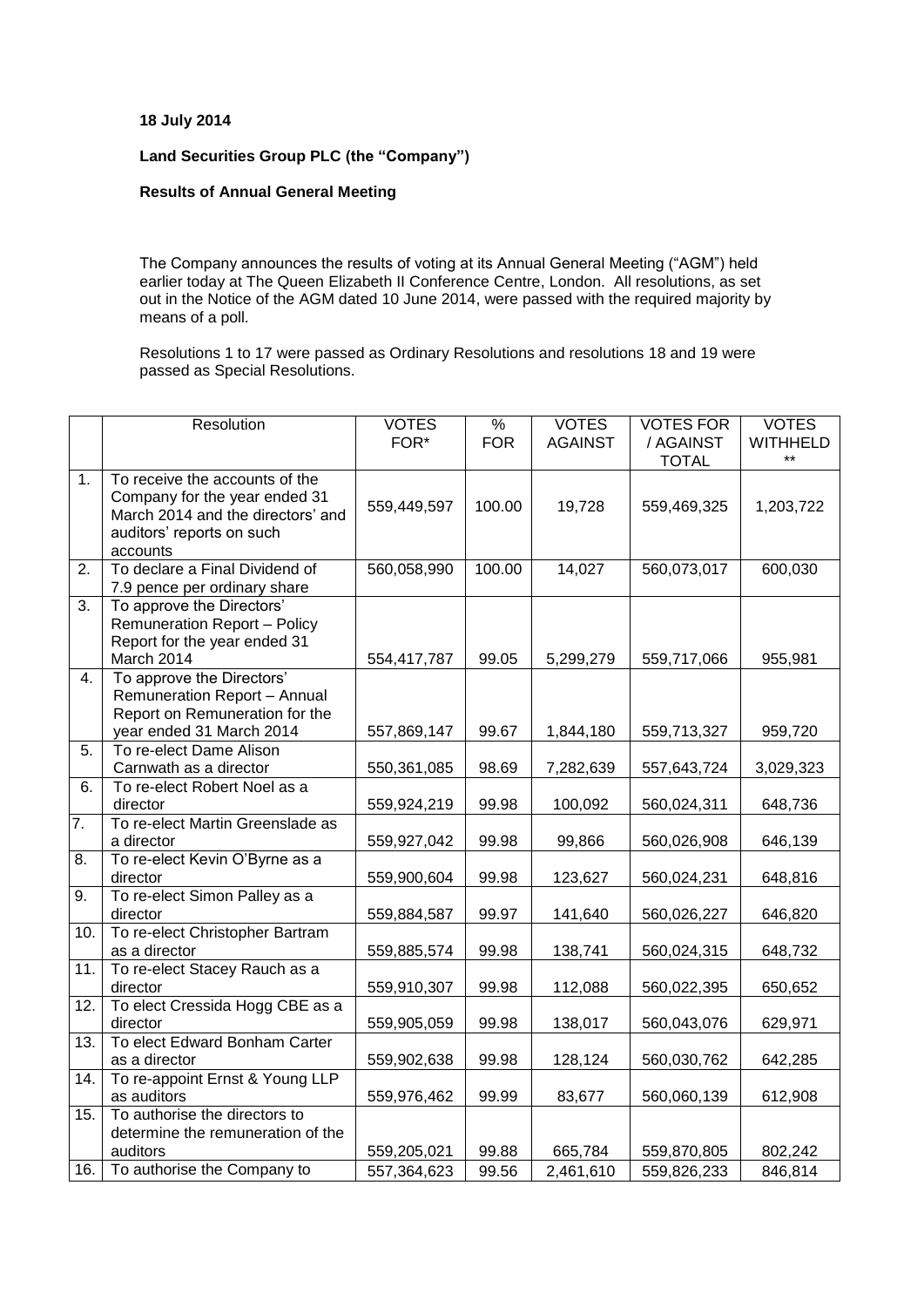**18 July 2014**

**Land Securities Group PLC (the "Company")**

**Results of Annual General Meeting**

The Company announces the results of voting at its Annual General Meeting ("AGM") held earlier today at The Queen Elizabeth II Conference Centre, London. All resolutions, as set out in the Notice of the AGM dated 10 June 2014, were passed with the required majority by means of a poll.

Resolutions 1 to 17 were passed as Ordinary Resolutions and resolutions 18 and 19 were passed as Special Resolutions.

| | Resolution | VOTES FOR* | % FOR | VOTES AGAINST | VOTES FOR / AGAINST TOTAL | VOTES WITHHELD ** |
|---|---|---|---|---|---|---|
| 1. | To receive the accounts of the Company for the year ended 31 March 2014 and the directors' and auditors' reports on such accounts | 559,449,597 | 100.00 | 19,728 | 559,469,325 | 1,203,722 |
| 2. | To declare a Final Dividend of 7.9 pence per ordinary share | 560,058,990 | 100.00 | 14,027 | 560,073,017 | 600,030 |
| 3. | To approve the Directors' Remuneration Report – Policy Report for the year ended 31 March 2014 | 554,417,787 | 99.05 | 5,299,279 | 559,717,066 | 955,981 |
| 4. | To approve the Directors' Remuneration Report – Annual Report on Remuneration for the year ended 31 March 2014 | 557,869,147 | 99.67 | 1,844,180 | 559,713,327 | 959,720 |
| 5. | To re-elect Dame Alison Carnwath as a director | 550,361,085 | 98.69 | 7,282,639 | 557,643,724 | 3,029,323 |
| 6. | To re-elect Robert Noel as a director | 559,924,219 | 99.98 | 100,092 | 560,024,311 | 648,736 |
| 7. | To re-elect Martin Greenslade as a director | 559,927,042 | 99.98 | 99,866 | 560,026,908 | 646,139 |
| 8. | To re-elect Kevin O'Byrne as a director | 559,900,604 | 99.98 | 123,627 | 560,024,231 | 648,816 |
| 9. | To re-elect Simon Palley as a director | 559,884,587 | 99.97 | 141,640 | 560,026,227 | 646,820 |
| 10. | To re-elect Christopher Bartram as a director | 559,885,574 | 99.98 | 138,741 | 560,024,315 | 648,732 |
| 11. | To re-elect Stacey Rauch as a director | 559,910,307 | 99.98 | 112,088 | 560,022,395 | 650,652 |
| 12. | To elect Cressida Hogg CBE as a director | 559,905,059 | 99.98 | 138,017 | 560,043,076 | 629,971 |
| 13. | To elect Edward Bonham Carter as a director | 559,902,638 | 99.98 | 128,124 | 560,030,762 | 642,285 |
| 14. | To re-appoint Ernst & Young LLP as auditors | 559,976,462 | 99.99 | 83,677 | 560,060,139 | 612,908 |
| 15. | To authorise the directors to determine the remuneration of the auditors | 559,205,021 | 99.88 | 665,784 | 559,870,805 | 802,242 |
| 16. | To authorise the Company to | 557,364,623 | 99.56 | 2,461,610 | 559,826,233 | 846,814 |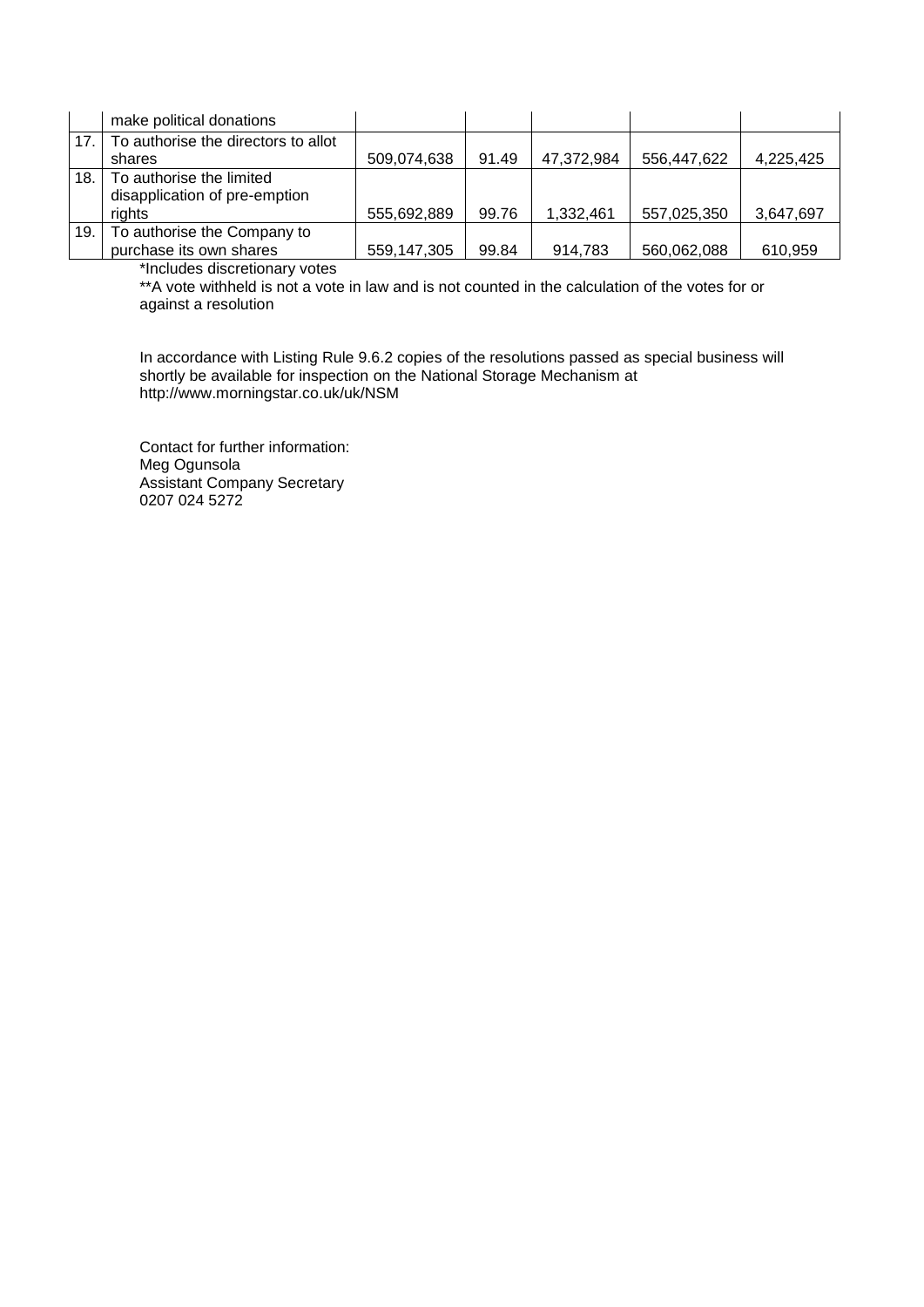| | | | | | | |
|---|---|---|---|---|---|---|
| | make political donations | | | | | |
| 17. | To authorise the directors to allot shares | 509,074,638 | 91.49 | 47,372,984 | 556,447,622 | 4,225,425 |
| 18. | To authorise the limited disapplication of pre-emption rights | 555,692,889 | 99.76 | 1,332,461 | 557,025,350 | 3,647,697 |
| 19. | To authorise the Company to purchase its own shares | 559,147,305 | 99.84 | 914,783 | 560,062,088 | 610,959 |

*Includes discretionary votes

**A vote withheld is not a vote in law and is not counted in the calculation of the votes for or against a resolution

In accordance with Listing Rule 9.6.2 copies of the resolutions passed as special business will shortly be available for inspection on the National Storage Mechanism at http://www.morningstar.co.uk/uk/NSM

Contact for further information:
Meg Ogunsola
Assistant Company Secretary
0207 024 5272